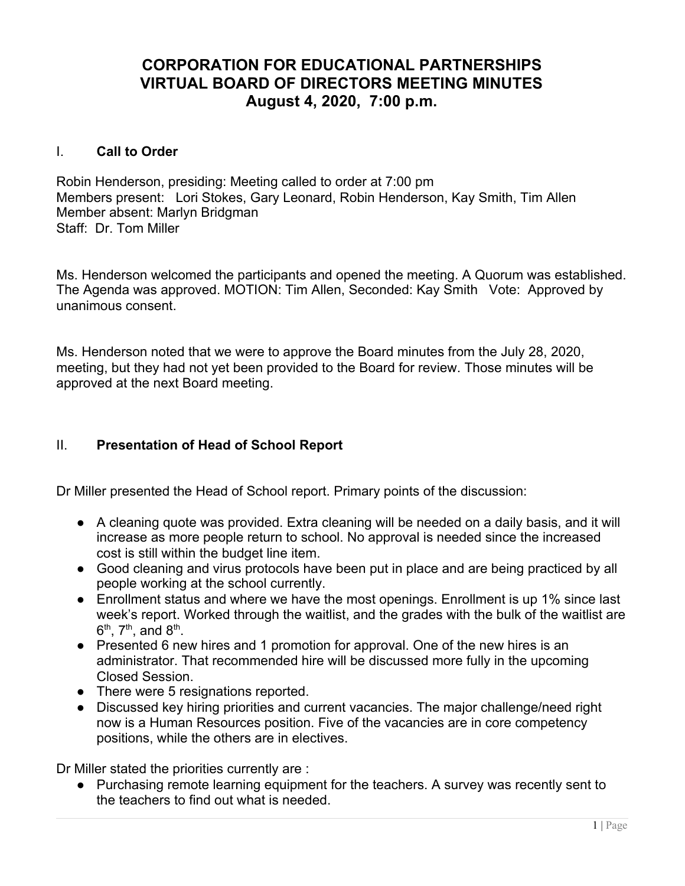# CORPORATION FOR EDUCATIONAL PARTNERSHIPS
# VIRTUAL BOARD OF DIRECTORS MEETING MINUTES
# August 4, 2020, 7:00 p.m.

## I. **Call to Order**

Robin Henderson, presiding: Meeting called to order at 7:00 pm
Members present: Lori Stokes, Gary Leonard, Robin Henderson, Kay Smith, Tim Allen
Member absent: Marlyn Bridgman
Staff: Dr. Tom Miller

Ms. Henderson welcomed the participants and opened the meeting. A Quorum was established. The Agenda was approved. MOTION: Tim Allen, Seconded: Kay Smith Vote: Approved by unanimous consent.

Ms. Henderson noted that we were to approve the Board minutes from the July 28, 2020, meeting, but they had not yet been provided to the Board for review. Those minutes will be approved at the next Board meeting.

## II. **Presentation of Head of School Report**

Dr Miller presented the Head of School report. Primary points of the discussion:

- A cleaning quote was provided. Extra cleaning will be needed on a daily basis, and it will increase as more people return to school. No approval is needed since the increased cost is still within the budget line item.
- Good cleaning and virus protocols have been put in place and are being practiced by all people working at the school currently.
- Enrollment status and where we have the most openings. Enrollment is up 1% since last week's report. Worked through the waitlist, and the grades with the bulk of the waitlist are 6th, 7th, and 8th.
- Presented 6 new hires and 1 promotion for approval. One of the new hires is an administrator. That recommended hire will be discussed more fully in the upcoming Closed Session.
- There were 5 resignations reported.
- Discussed key hiring priorities and current vacancies. The major challenge/need right now is a Human Resources position. Five of the vacancies are in core competency positions, while the others are in electives.

Dr Miller stated the priorities currently are :

- Purchasing remote learning equipment for the teachers. A survey was recently sent to the teachers to find out what is needed.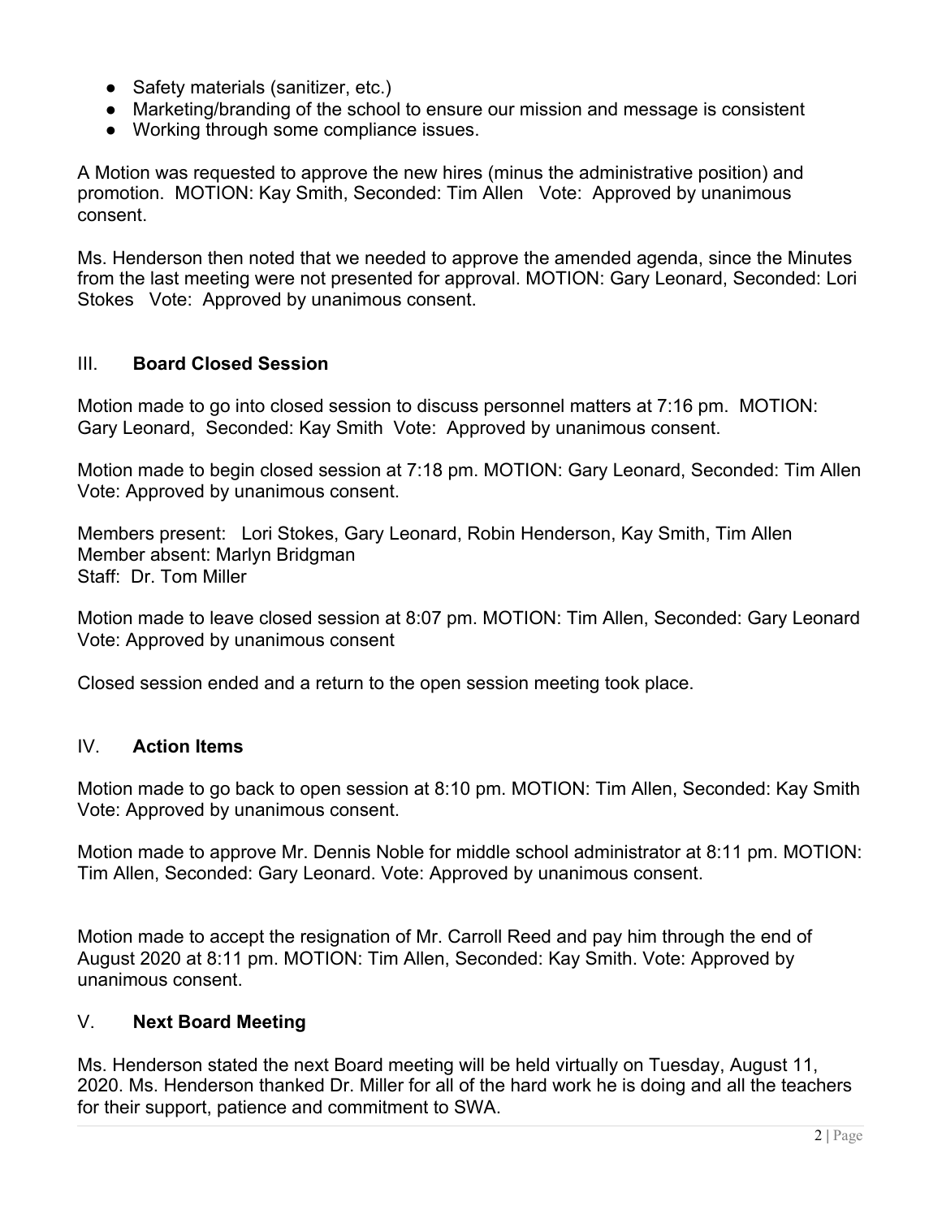- Safety materials (sanitizer, etc.)
- Marketing/branding of the school to ensure our mission and message is consistent
- Working through some compliance issues.

A Motion was requested to approve the new hires (minus the administrative position) and promotion. MOTION: Kay Smith, Seconded: Tim Allen Vote: Approved by unanimous consent.

Ms. Henderson then noted that we needed to approve the amended agenda, since the Minutes from the last meeting were not presented for approval. MOTION: Gary Leonard, Seconded: Lori Stokes Vote: Approved by unanimous consent.

## III. **Board Closed Session**

Motion made to go into closed session to discuss personnel matters at 7:16 pm. MOTION: Gary Leonard, Seconded: Kay Smith Vote: Approved by unanimous consent.

Motion made to begin closed session at 7:18 pm. MOTION: Gary Leonard, Seconded: Tim Allen Vote: Approved by unanimous consent.

Members present: Lori Stokes, Gary Leonard, Robin Henderson, Kay Smith, Tim Allen
Member absent: Marlyn Bridgman
Staff: Dr. Tom Miller

Motion made to leave closed session at 8:07 pm. MOTION: Tim Allen, Seconded: Gary Leonard Vote: Approved by unanimous consent

Closed session ended and a return to the open session meeting took place.

## IV. **Action Items**

Motion made to go back to open session at 8:10 pm. MOTION: Tim Allen, Seconded: Kay Smith Vote: Approved by unanimous consent.

Motion made to approve Mr. Dennis Noble for middle school administrator at 8:11 pm. MOTION: Tim Allen, Seconded: Gary Leonard. Vote: Approved by unanimous consent.

Motion made to accept the resignation of Mr. Carroll Reed and pay him through the end of August 2020 at 8:11 pm. MOTION: Tim Allen, Seconded: Kay Smith. Vote: Approved by unanimous consent.

## V. **Next Board Meeting**

Ms. Henderson stated the next Board meeting will be held virtually on Tuesday, August 11, 2020. Ms. Henderson thanked Dr. Miller for all of the hard work he is doing and all the teachers for their support, patience and commitment to SWA.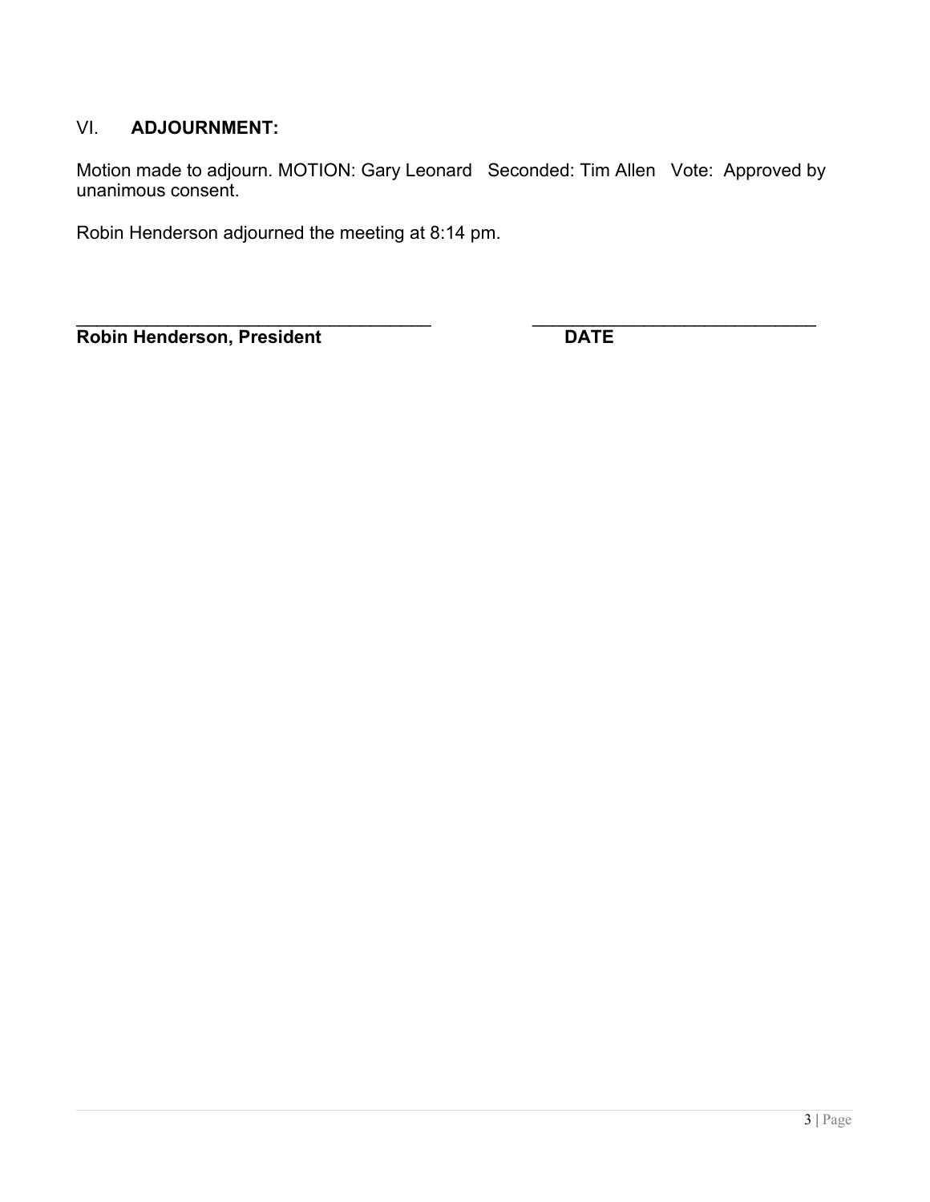## VI. **ADJOURNMENT:**

Motion made to adjourn. MOTION: Gary Leonard Seconded: Tim Allen Vote: Approved by unanimous consent.

Robin Henderson adjourned the meeting at 8:14 pm.

_____________________________________ _____________________________

**Robin Henderson, President** **DATE**